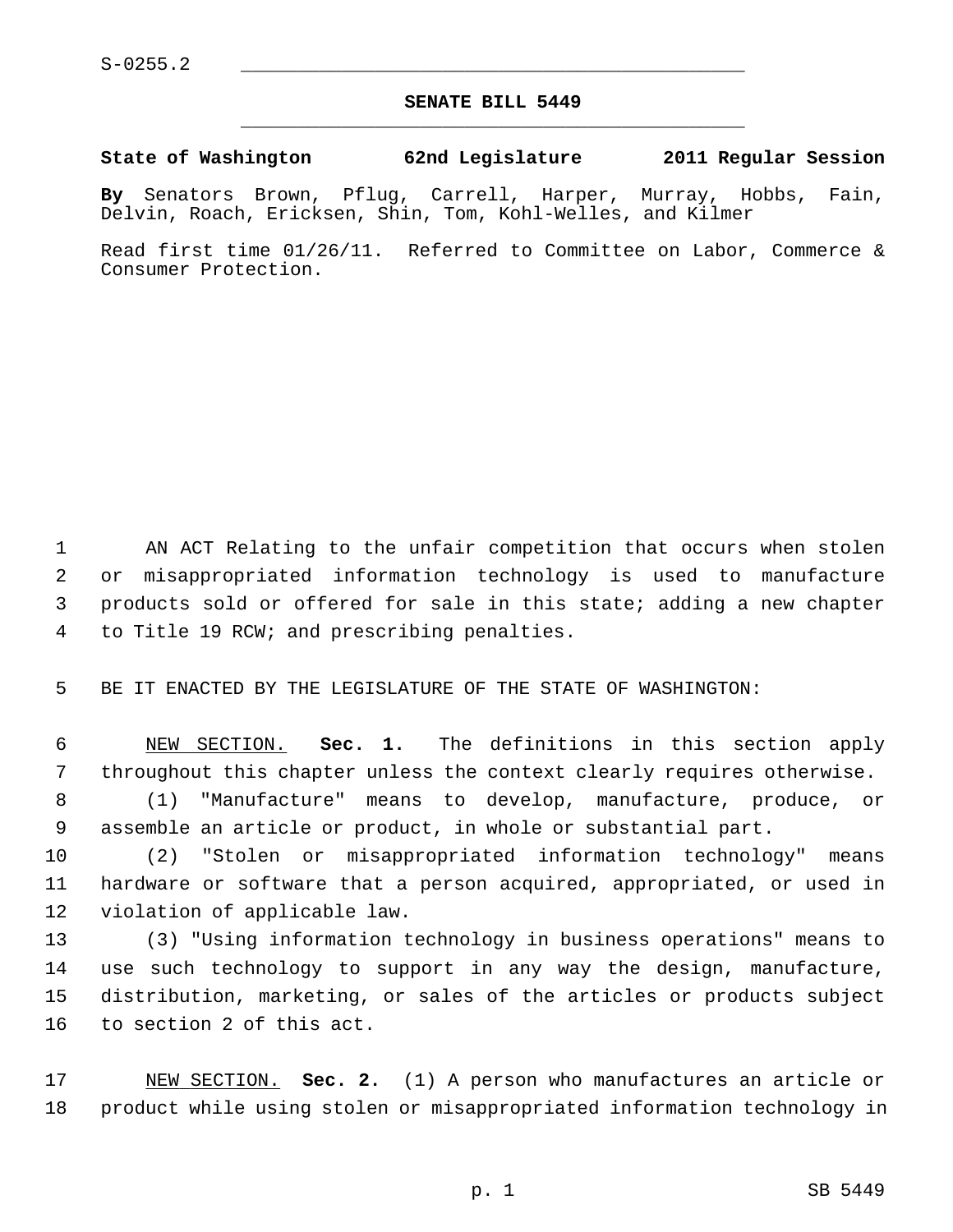S-0255.2

# SENATE BILL 5449

**State of Washington 62nd Legislature 2011 Regular Session**

**By** Senators Brown, Pflug, Carrell, Harper, Murray, Hobbs, Fain, Delvin, Roach, Ericksen, Shin, Tom, Kohl-Welles, and Kilmer

Read first time 01/26/11. Referred to Committee on Labor, Commerce & Consumer Protection.

AN ACT Relating to the unfair competition that occurs when stolen or misappropriated information technology is used to manufacture products sold or offered for sale in this state; adding a new chapter to Title 19 RCW; and prescribing penalties.

BE IT ENACTED BY THE LEGISLATURE OF THE STATE OF WASHINGTON:

NEW SECTION. **Sec. 1.** The definitions in this section apply throughout this chapter unless the context clearly requires otherwise.

(1) "Manufacture" means to develop, manufacture, produce, or assemble an article or product, in whole or substantial part.

(2) "Stolen or misappropriated information technology" means hardware or software that a person acquired, appropriated, or used in violation of applicable law.

(3) "Using information technology in business operations" means to use such technology to support in any way the design, manufacture, distribution, marketing, or sales of the articles or products subject to section 2 of this act.

NEW SECTION. **Sec. 2.** (1) A person who manufactures an article or product while using stolen or misappropriated information technology in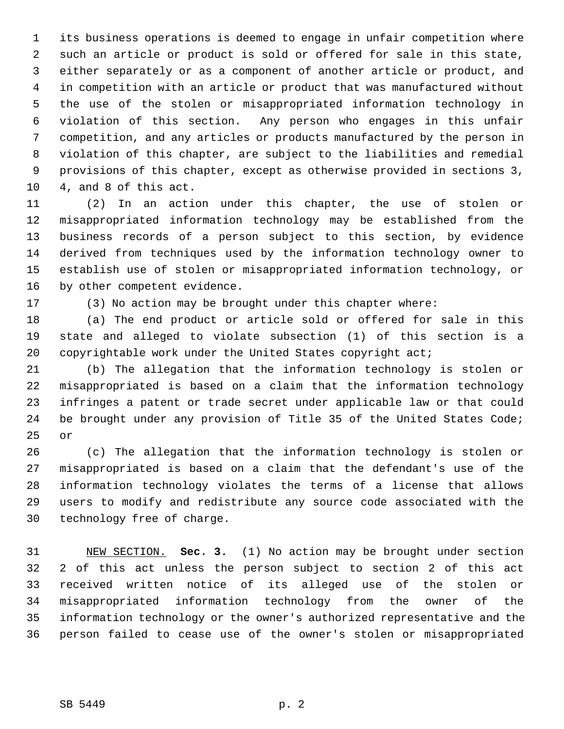its business operations is deemed to engage in unfair competition where such an article or product is sold or offered for sale in this state, either separately or as a component of another article or product, and in competition with an article or product that was manufactured without the use of the stolen or misappropriated information technology in violation of this section. Any person who engages in this unfair competition, and any articles or products manufactured by the person in violation of this chapter, are subject to the liabilities and remedial provisions of this chapter, except as otherwise provided in sections 3, 4, and 8 of this act.

(2) In an action under this chapter, the use of stolen or misappropriated information technology may be established from the business records of a person subject to this section, by evidence derived from techniques used by the information technology owner to establish use of stolen or misappropriated information technology, or by other competent evidence.

(3) No action may be brought under this chapter where:

(a) The end product or article sold or offered for sale in this state and alleged to violate subsection (1) of this section is a copyrightable work under the United States copyright act;

(b) The allegation that the information technology is stolen or misappropriated is based on a claim that the information technology infringes a patent or trade secret under applicable law or that could be brought under any provision of Title 35 of the United States Code; or

(c) The allegation that the information technology is stolen or misappropriated is based on a claim that the defendant's use of the information technology violates the terms of a license that allows users to modify and redistribute any source code associated with the technology free of charge.

NEW SECTION. **Sec. 3.** (1) No action may be brought under section 2 of this act unless the person subject to section 2 of this act received written notice of its alleged use of the stolen or misappropriated information technology from the owner of the information technology or the owner's authorized representative and the person failed to cease use of the owner's stolen or misappropriated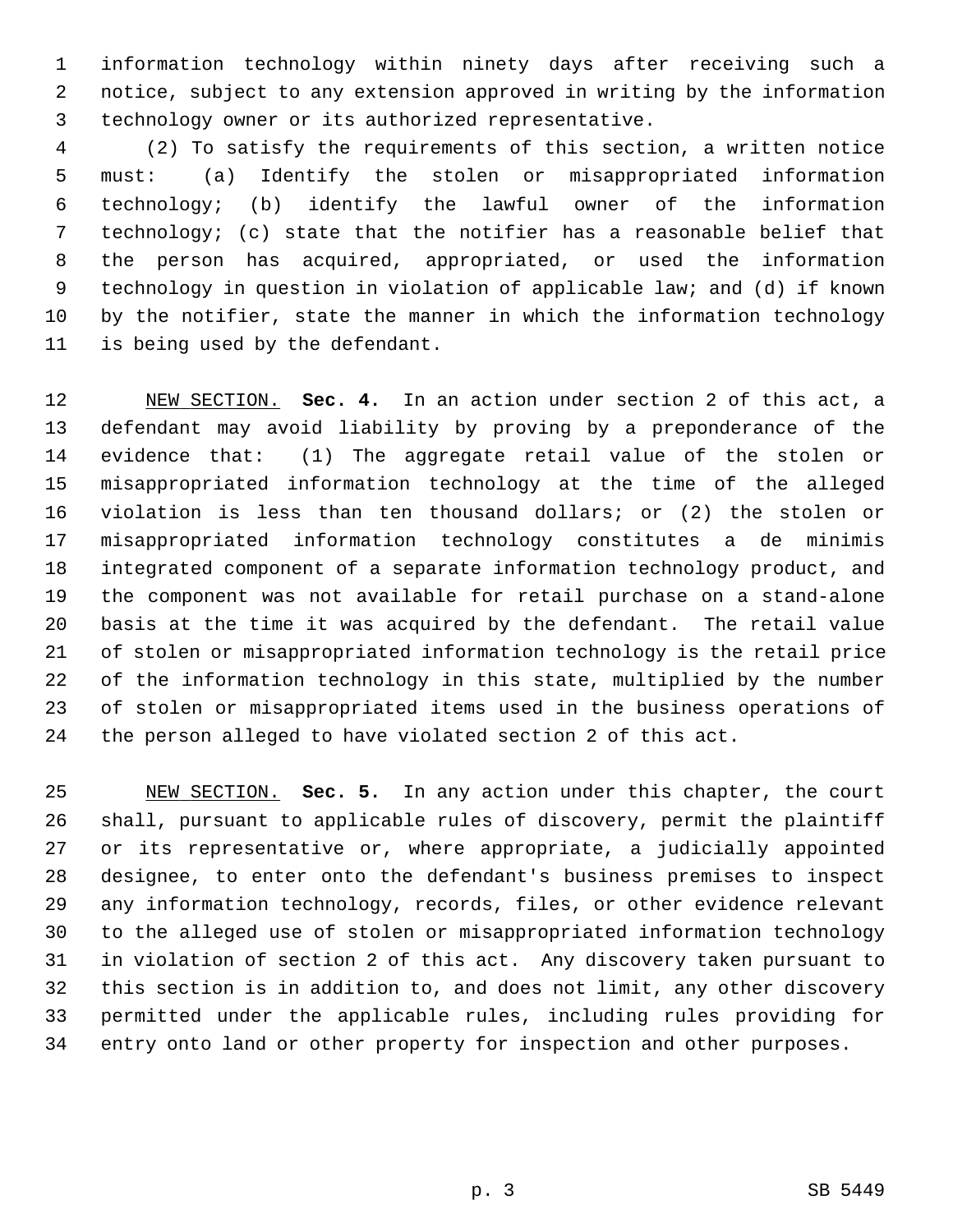information technology within ninety days after receiving such a notice, subject to any extension approved in writing by the information technology owner or its authorized representative.

(2) To satisfy the requirements of this section, a written notice must: (a) Identify the stolen or misappropriated information technology; (b) identify the lawful owner of the information technology; (c) state that the notifier has a reasonable belief that the person has acquired, appropriated, or used the information technology in question in violation of applicable law; and (d) if known by the notifier, state the manner in which the information technology is being used by the defendant.

NEW SECTION. **Sec. 4.** In an action under section 2 of this act, a defendant may avoid liability by proving by a preponderance of the evidence that: (1) The aggregate retail value of the stolen or misappropriated information technology at the time of the alleged violation is less than ten thousand dollars; or (2) the stolen or misappropriated information technology constitutes a de minimis integrated component of a separate information technology product, and the component was not available for retail purchase on a stand-alone basis at the time it was acquired by the defendant. The retail value of stolen or misappropriated information technology is the retail price of the information technology in this state, multiplied by the number of stolen or misappropriated items used in the business operations of the person alleged to have violated section 2 of this act.

NEW SECTION. **Sec. 5.** In any action under this chapter, the court shall, pursuant to applicable rules of discovery, permit the plaintiff or its representative or, where appropriate, a judicially appointed designee, to enter onto the defendant's business premises to inspect any information technology, records, files, or other evidence relevant to the alleged use of stolen or misappropriated information technology in violation of section 2 of this act. Any discovery taken pursuant to this section is in addition to, and does not limit, any other discovery permitted under the applicable rules, including rules providing for entry onto land or other property for inspection and other purposes.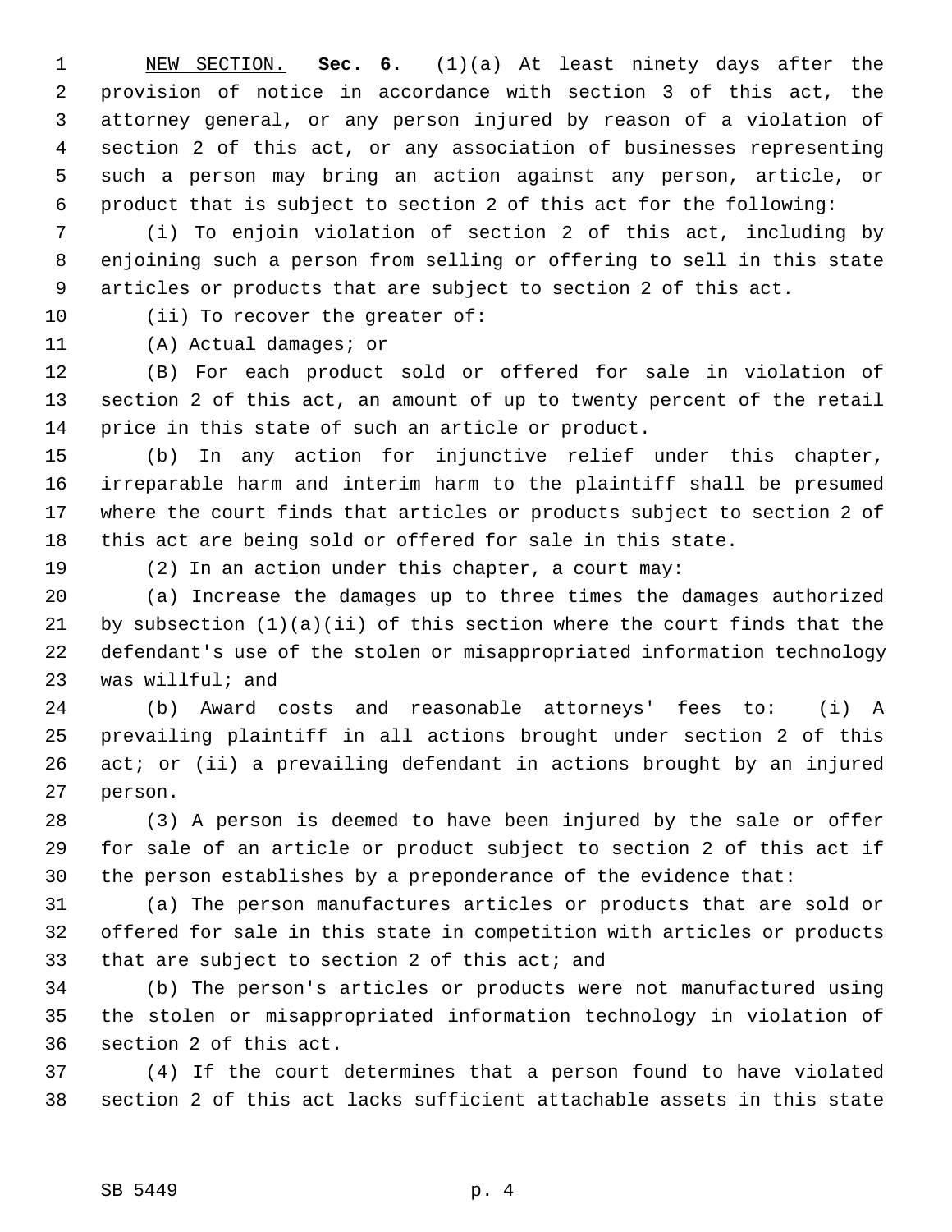NEW SECTION. **Sec. 6.** (1)(a) At least ninety days after the provision of notice in accordance with section 3 of this act, the attorney general, or any person injured by reason of a violation of section 2 of this act, or any association of businesses representing such a person may bring an action against any person, article, or product that is subject to section 2 of this act for the following:

(i) To enjoin violation of section 2 of this act, including by enjoining such a person from selling or offering to sell in this state articles or products that are subject to section 2 of this act.

(ii) To recover the greater of:

(A) Actual damages; or

(B) For each product sold or offered for sale in violation of section 2 of this act, an amount of up to twenty percent of the retail price in this state of such an article or product.

(b) In any action for injunctive relief under this chapter, irreparable harm and interim harm to the plaintiff shall be presumed where the court finds that articles or products subject to section 2 of this act are being sold or offered for sale in this state.

(2) In an action under this chapter, a court may:

(a) Increase the damages up to three times the damages authorized by subsection (1)(a)(ii) of this section where the court finds that the defendant's use of the stolen or misappropriated information technology was willful; and

(b) Award costs and reasonable attorneys' fees to: (i) A prevailing plaintiff in all actions brought under section 2 of this act; or (ii) a prevailing defendant in actions brought by an injured person.

(3) A person is deemed to have been injured by the sale or offer for sale of an article or product subject to section 2 of this act if the person establishes by a preponderance of the evidence that:

(a) The person manufactures articles or products that are sold or offered for sale in this state in competition with articles or products that are subject to section 2 of this act; and

(b) The person's articles or products were not manufactured using the stolen or misappropriated information technology in violation of section 2 of this act.

(4) If the court determines that a person found to have violated section 2 of this act lacks sufficient attachable assets in this state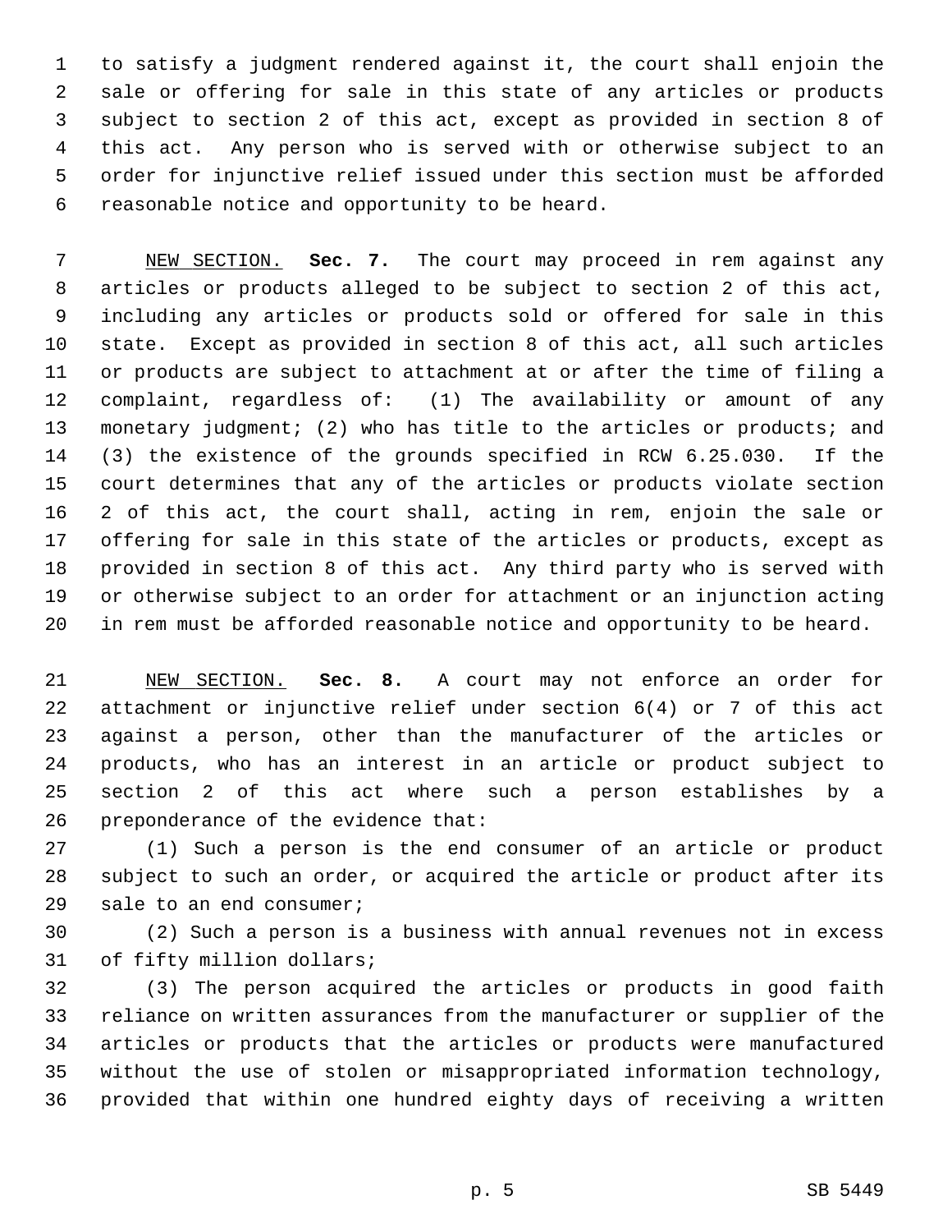to satisfy a judgment rendered against it, the court shall enjoin the sale or offering for sale in this state of any articles or products subject to section 2 of this act, except as provided in section 8 of this act. Any person who is served with or otherwise subject to an order for injunctive relief issued under this section must be afforded reasonable notice and opportunity to be heard.

NEW SECTION. **Sec. 7.** The court may proceed in rem against any articles or products alleged to be subject to section 2 of this act, including any articles or products sold or offered for sale in this state. Except as provided in section 8 of this act, all such articles or products are subject to attachment at or after the time of filing a complaint, regardless of: (1) The availability or amount of any monetary judgment; (2) who has title to the articles or products; and (3) the existence of the grounds specified in RCW 6.25.030. If the court determines that any of the articles or products violate section 2 of this act, the court shall, acting in rem, enjoin the sale or offering for sale in this state of the articles or products, except as provided in section 8 of this act. Any third party who is served with or otherwise subject to an order for attachment or an injunction acting in rem must be afforded reasonable notice and opportunity to be heard.

NEW SECTION. **Sec. 8.** A court may not enforce an order for attachment or injunctive relief under section 6(4) or 7 of this act against a person, other than the manufacturer of the articles or products, who has an interest in an article or product subject to section 2 of this act where such a person establishes by a preponderance of the evidence that:

(1) Such a person is the end consumer of an article or product subject to such an order, or acquired the article or product after its sale to an end consumer;

(2) Such a person is a business with annual revenues not in excess of fifty million dollars;

(3) The person acquired the articles or products in good faith reliance on written assurances from the manufacturer or supplier of the articles or products that the articles or products were manufactured without the use of stolen or misappropriated information technology, provided that within one hundred eighty days of receiving a written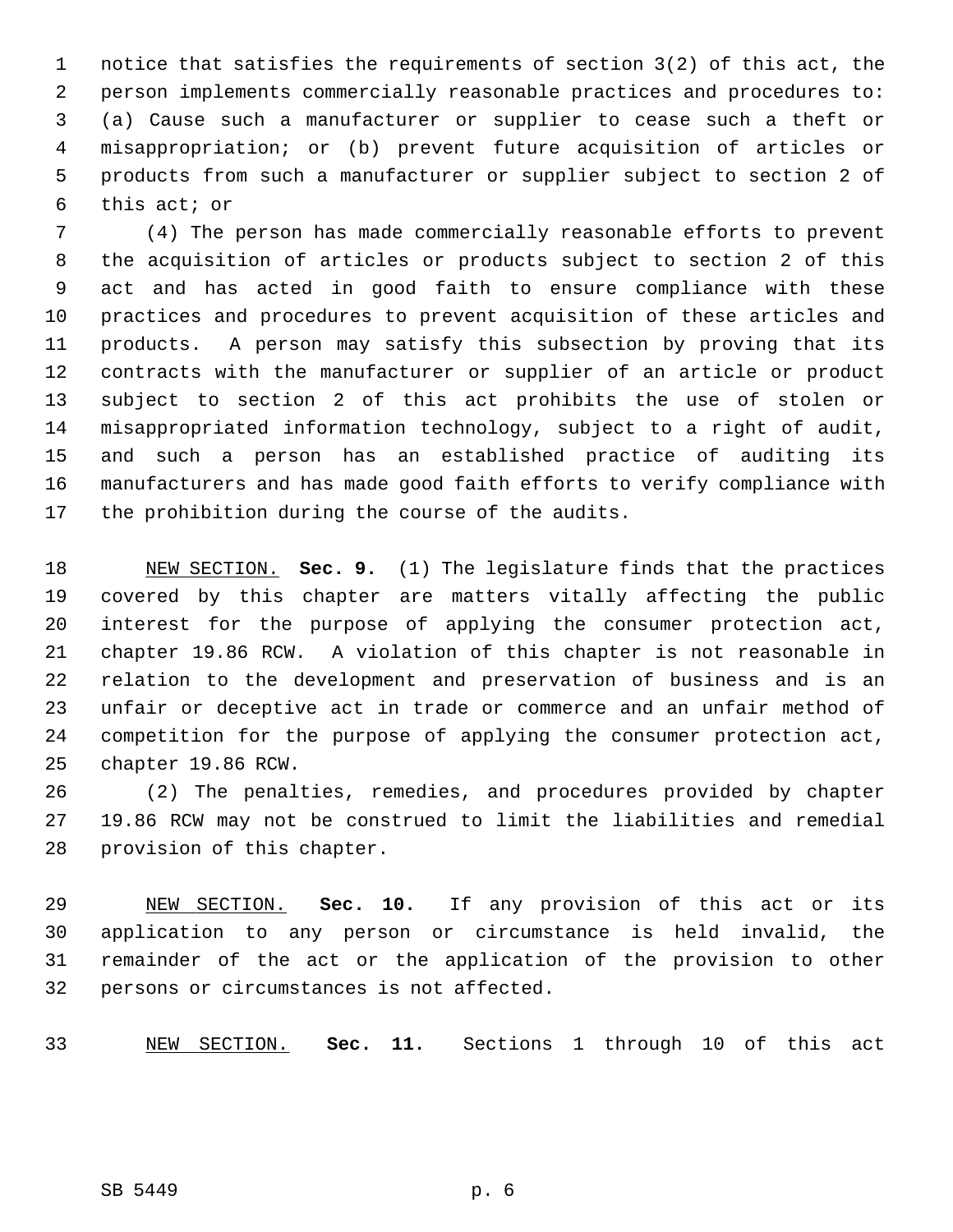notice that satisfies the requirements of section 3(2) of this act, the person implements commercially reasonable practices and procedures to: (a) Cause such a manufacturer or supplier to cease such a theft or misappropriation; or (b) prevent future acquisition of articles or products from such a manufacturer or supplier subject to section 2 of this act; or

(4) The person has made commercially reasonable efforts to prevent the acquisition of articles or products subject to section 2 of this act and has acted in good faith to ensure compliance with these practices and procedures to prevent acquisition of these articles and products. A person may satisfy this subsection by proving that its contracts with the manufacturer or supplier of an article or product subject to section 2 of this act prohibits the use of stolen or misappropriated information technology, subject to a right of audit, and such a person has an established practice of auditing its manufacturers and has made good faith efforts to verify compliance with the prohibition during the course of the audits.

NEW SECTION. **Sec. 9.** (1) The legislature finds that the practices covered by this chapter are matters vitally affecting the public interest for the purpose of applying the consumer protection act, chapter 19.86 RCW. A violation of this chapter is not reasonable in relation to the development and preservation of business and is an unfair or deceptive act in trade or commerce and an unfair method of competition for the purpose of applying the consumer protection act, chapter 19.86 RCW.

(2) The penalties, remedies, and procedures provided by chapter 19.86 RCW may not be construed to limit the liabilities and remedial provision of this chapter.

NEW SECTION. **Sec. 10.** If any provision of this act or its application to any person or circumstance is held invalid, the remainder of the act or the application of the provision to other persons or circumstances is not affected.

NEW SECTION. **Sec. 11.** Sections 1 through 10 of this act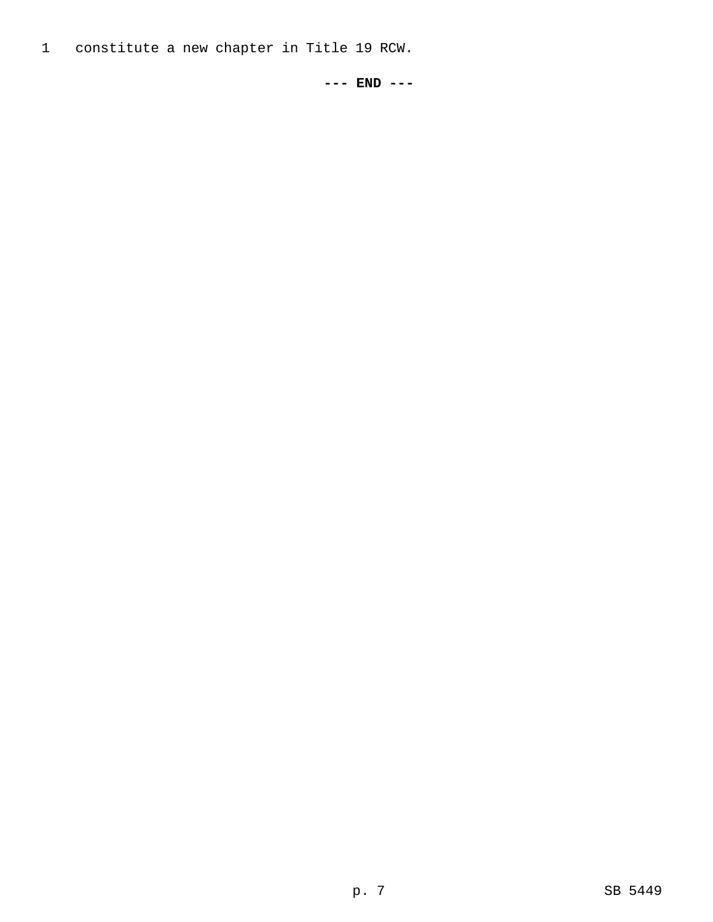constitute a new chapter in Title 19 RCW.

**--- END ---**